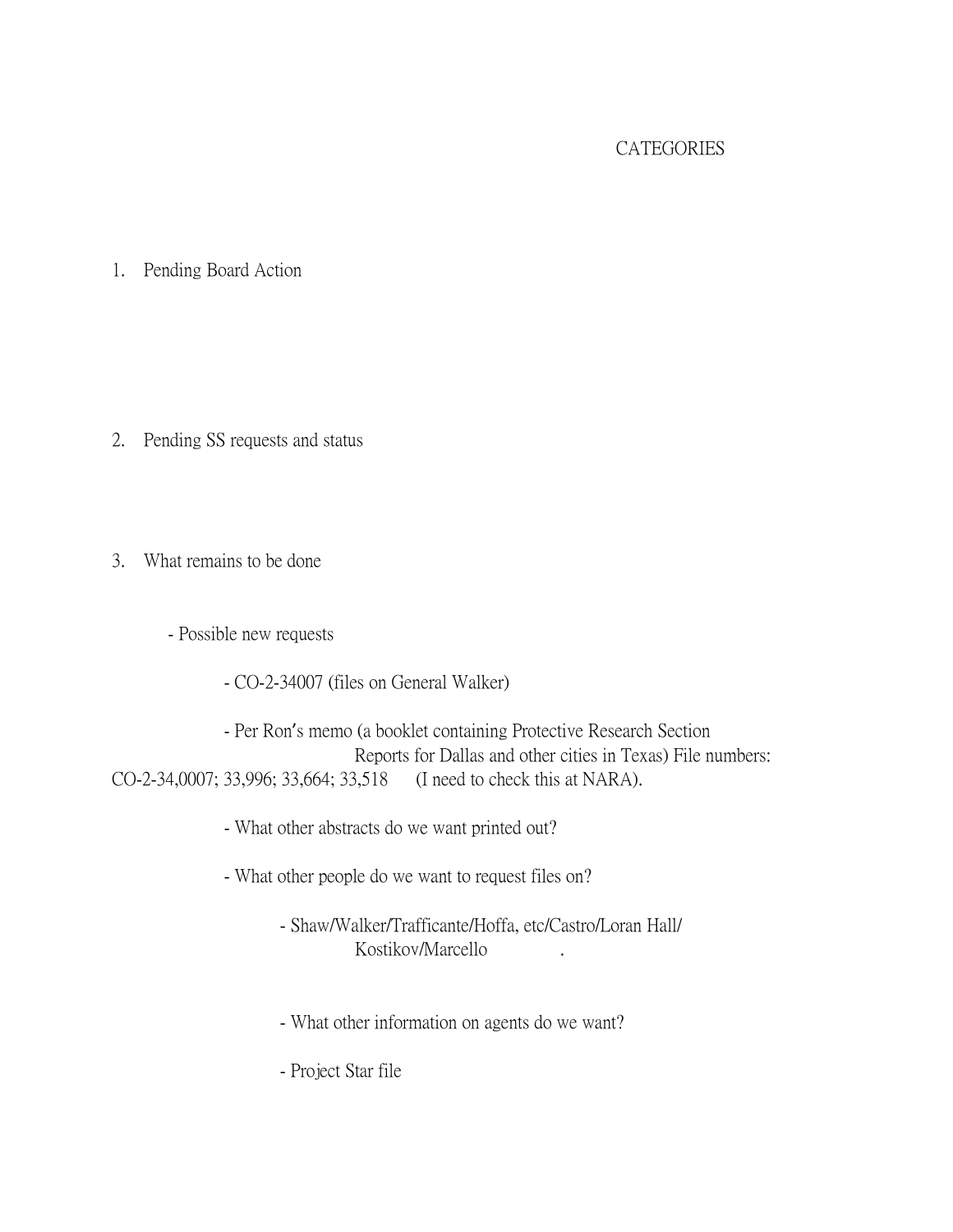# CATEGORIES

1. Pending Board Action

2. Pending SS requests and status

3. What remains to be done

   - Possible new requests

     - CO-2-34007 (files on General Walker)

     - Per Ron's memo (a booklet containing Protective Research Section Reports for Dallas and other cities in Texas) File numbers: CO-2-34,0007; 33,996; 33,664; 33,518 (I need to check this at NARA).

     - What other abstracts do we want printed out?

     - What other people do we want to request files on?

       - Shaw/Walker/Trafficante/Hoffa, etc/Castro/Loran Hall/ Kostikov/Marcello .

       - What other information on agents do we want?

       - Project Star file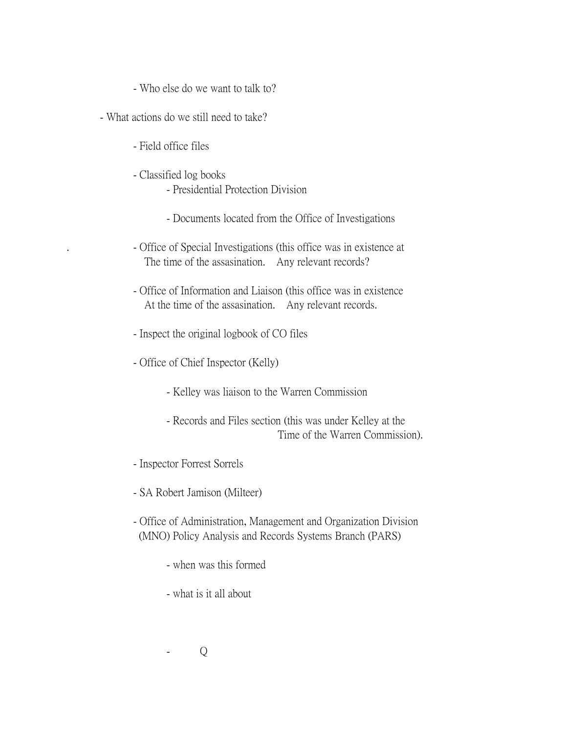- Who else do we want to talk to?

- What actions do we still need to take?

    - Field office files

    - Classified log books
        - Presidential Protection Division

        - Documents located from the Office of Investigations

    - Office of Special Investigations (this office was in existence at The time of the assasination. Any relevant records?

    - Office of Information and Liaison (this office was in existence At the time of the assasination. Any relevant records.

    - Inspect the original logbook of CO files

    - Office of Chief Inspector (Kelly)

        - Kelley was liaison to the Warren Commission

        - Records and Files section (this was under Kelley at the Time of the Warren Commission).

    - Inspector Forrest Sorrels

    - SA Robert Jamison (Milteer)

    - Office of Administration, Management and Organization Division (MNO) Policy Analysis and Records Systems Branch (PARS)

        - when was this formed

        - what is it all about

        - Q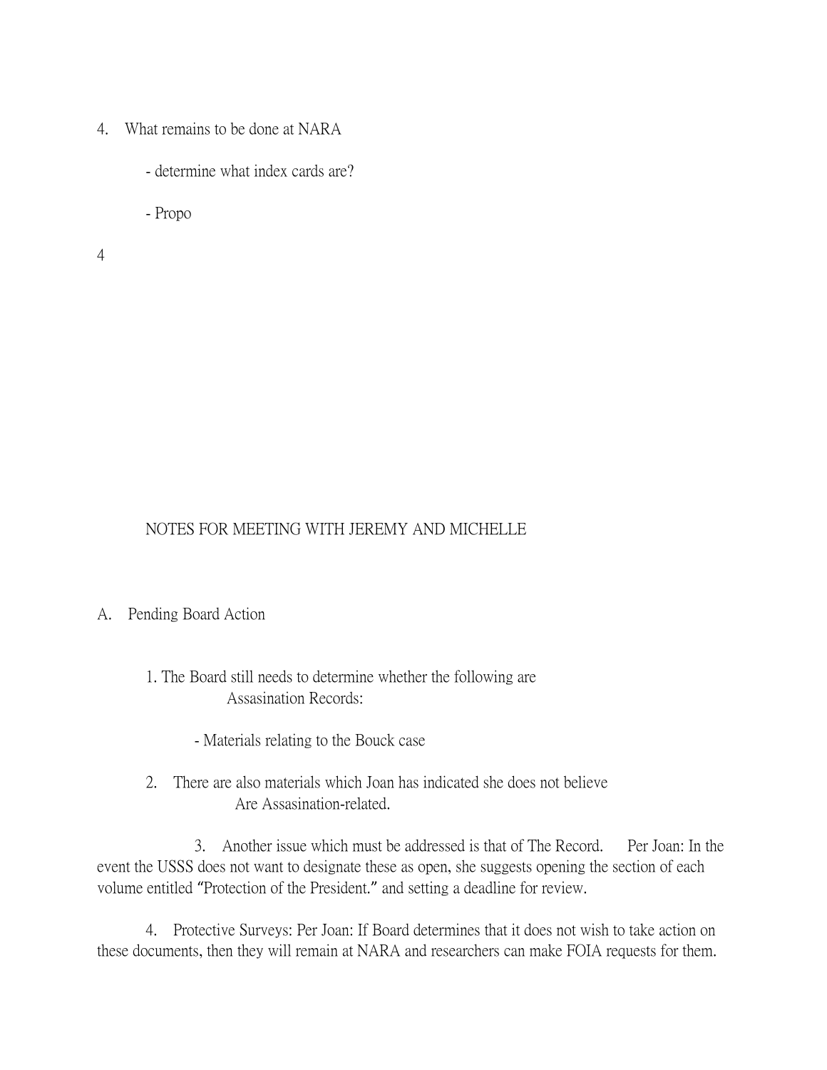4. What remains to be done at NARA

   - determine what index cards are?

   - Propo

4

NOTES FOR MEETING WITH JEREMY AND MICHELLE

A. Pending Board Action

   1. The Board still needs to determine whether the following are Assasination Records:

      - Materials relating to the Bouck case

   2. There are also materials which Joan has indicated she does not believe Are Assasination-related.

   3. Another issue which must be addressed is that of The Record. Per Joan: In the event the USSS does not want to designate these as open, she suggests opening the section of each volume entitled "Protection of the President." and setting a deadline for review.

   4. Protective Surveys: Per Joan: If Board determines that it does not wish to take action on these documents, then they will remain at NARA and researchers can make FOIA requests for them.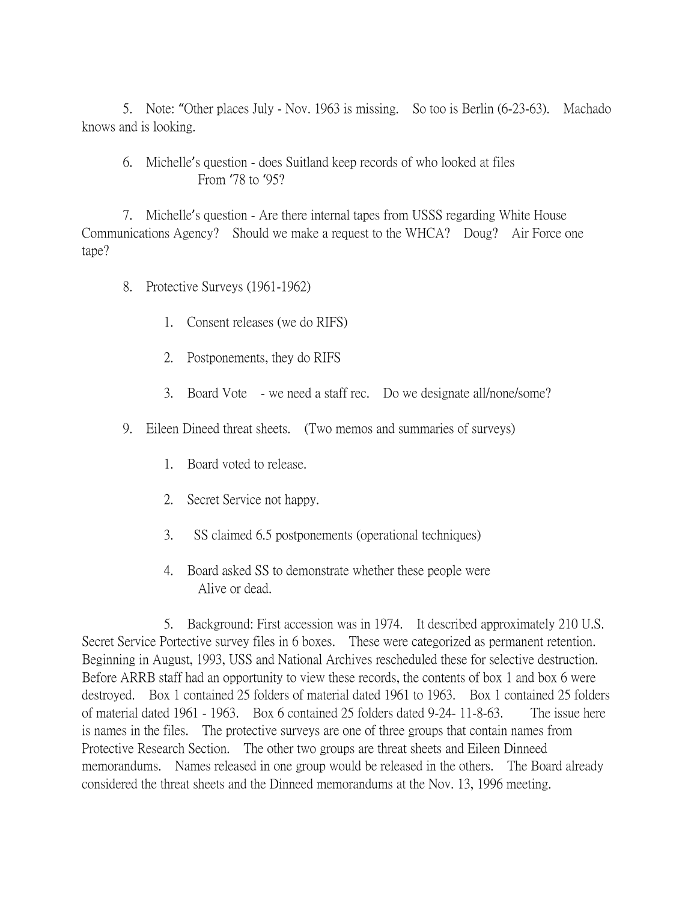5. Note: "Other places July - Nov. 1963 is missing. So too is Berlin (6-23-63). Machado knows and is looking.

6. Michelle's question - does Suitland keep records of who looked at files From '78 to '95?

7. Michelle's question - Are there internal tapes from USSS regarding White House Communications Agency? Should we make a request to the WHCA? Doug? Air Force one tape?

8. Protective Surveys (1961-1962)

    1. Consent releases (we do RIFS)

    2. Postponements, they do RIFS

    3. Board Vote - we need a staff rec. Do we designate all/none/some?

9. Eileen Dineed threat sheets. (Two memos and summaries of surveys)

    1. Board voted to release.

    2. Secret Service not happy.

    3. SS claimed 6.5 postponements (operational techniques)

    4. Board asked SS to demonstrate whether these people were Alive or dead.

    5. Background: First accession was in 1974. It described approximately 210 U.S. Secret Service Portective survey files in 6 boxes. These were categorized as permanent retention. Beginning in August, 1993, USS and National Archives rescheduled these for selective destruction. Before ARRB staff had an opportunity to view these records, the contents of box 1 and box 6 were destroyed. Box 1 contained 25 folders of material dated 1961 to 1963. Box 1 contained 25 folders of material dated 1961 - 1963. Box 6 contained 25 folders dated 9-24- 11-8-63. The issue here is names in the files. The protective surveys are one of three groups that contain names from Protective Research Section. The other two groups are threat sheets and Eileen Dinneed memorandums. Names released in one group would be released in the others. The Board already considered the threat sheets and the Dinneed memorandums at the Nov. 13, 1996 meeting.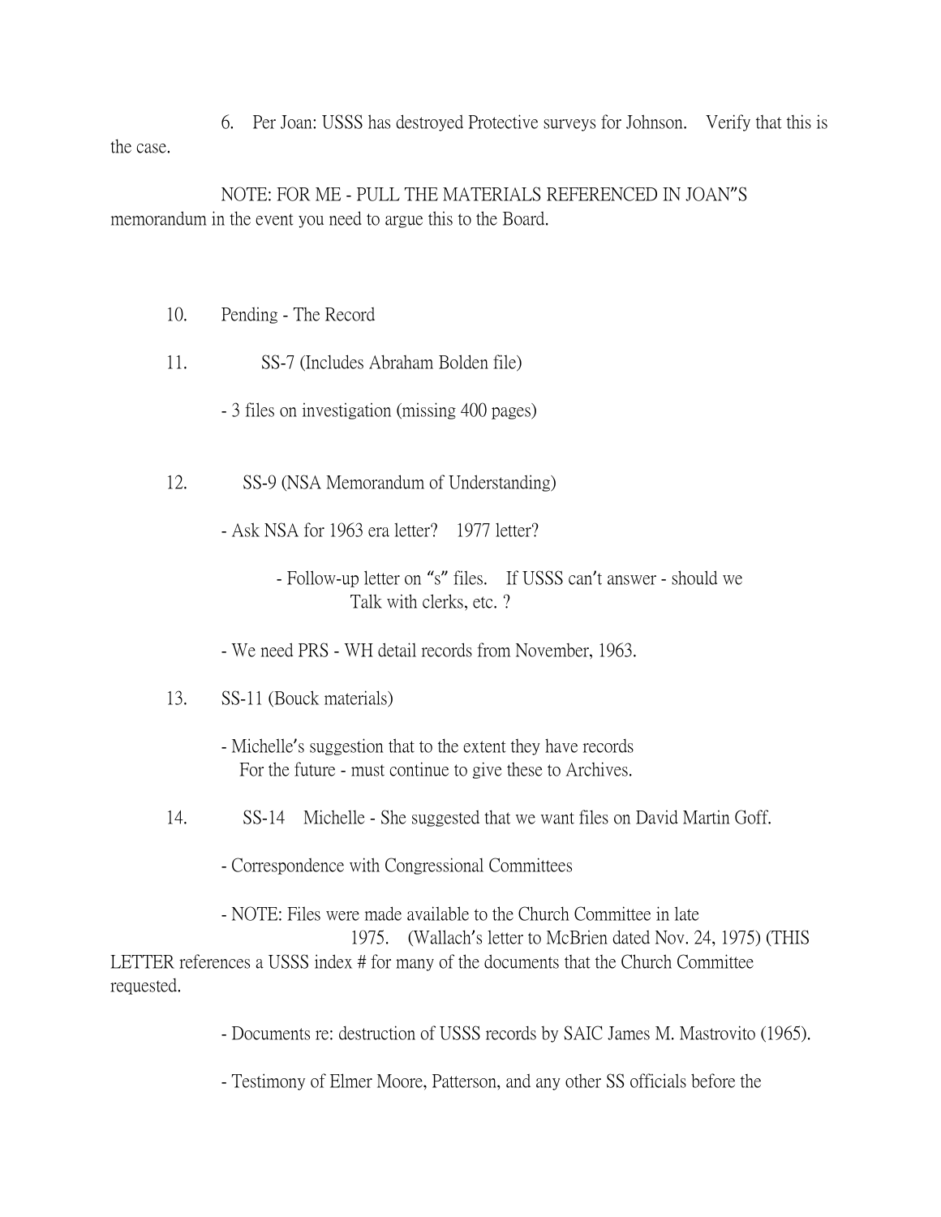6. Per Joan: USSS has destroyed Protective surveys for Johnson. Verify that this is the case.

NOTE: FOR ME - PULL THE MATERIALS REFERENCED IN JOAN"S memorandum in the event you need to argue this to the Board.

10. Pending - The Record

11. SS-7 (Includes Abraham Bolden file)

- 3 files on investigation (missing 400 pages)

12. SS-9 (NSA Memorandum of Understanding)

- Ask NSA for 1963 era letter? 1977 letter?

  - Follow-up letter on "s" files. If USSS can't answer - should we Talk with clerks, etc. ?

- We need PRS - WH detail records from November, 1963.

13. SS-11 (Bouck materials)

- Michelle's suggestion that to the extent they have records For the future - must continue to give these to Archives.

14. SS-14 Michelle - She suggested that we want files on David Martin Goff.

- Correspondence with Congressional Committees

- NOTE: Files were made available to the Church Committee in late 1975. (Wallach's letter to McBrien dated Nov. 24, 1975) (THIS LETTER references a USSS index # for many of the documents that the Church Committee requested.

- Documents re: destruction of USSS records by SAIC James M. Mastrovito (1965).

- Testimony of Elmer Moore, Patterson, and any other SS officials before the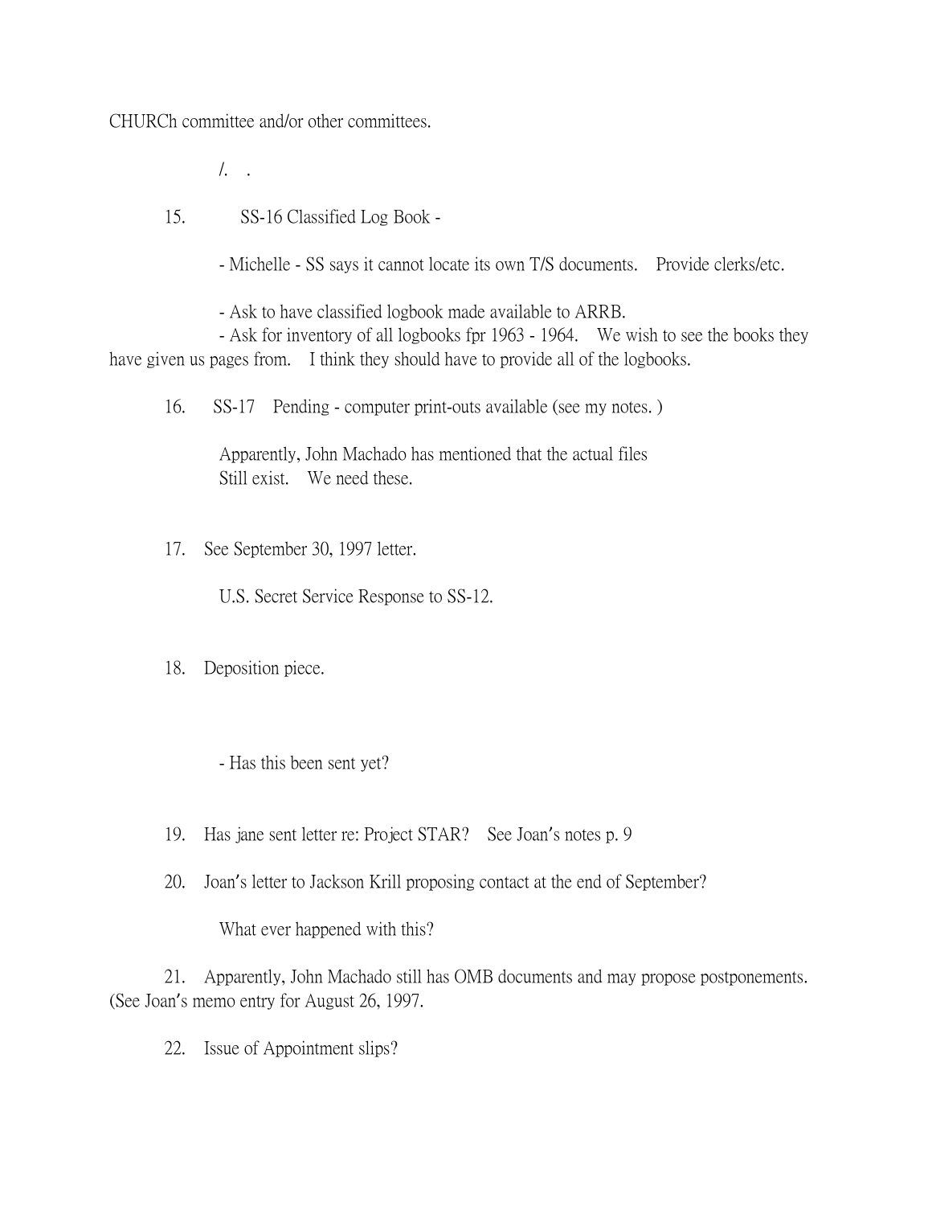CHURCh committee and/or other committees.

/. .

15. SS-16 Classified Log Book -

- Michelle - SS says it cannot locate its own T/S documents. Provide clerks/etc.

- Ask to have classified logbook made available to ARRB.
- Ask for inventory of all logbooks fpr 1963 - 1964. We wish to see the books they have given us pages from. I think they should have to provide all of the logbooks.

16. SS-17 Pending - computer print-outs available (see my notes. )

Apparently, John Machado has mentioned that the actual files Still exist. We need these.

17. See September 30, 1997 letter.

U.S. Secret Service Response to SS-12.

18. Deposition piece.

- Has this been sent yet?

19. Has jane sent letter re: Project STAR? See Joan's notes p. 9

20. Joan's letter to Jackson Krill proposing contact at the end of September?

What ever happened with this?

21. Apparently, John Machado still has OMB documents and may propose postponements. (See Joan's memo entry for August 26, 1997.

22. Issue of Appointment slips?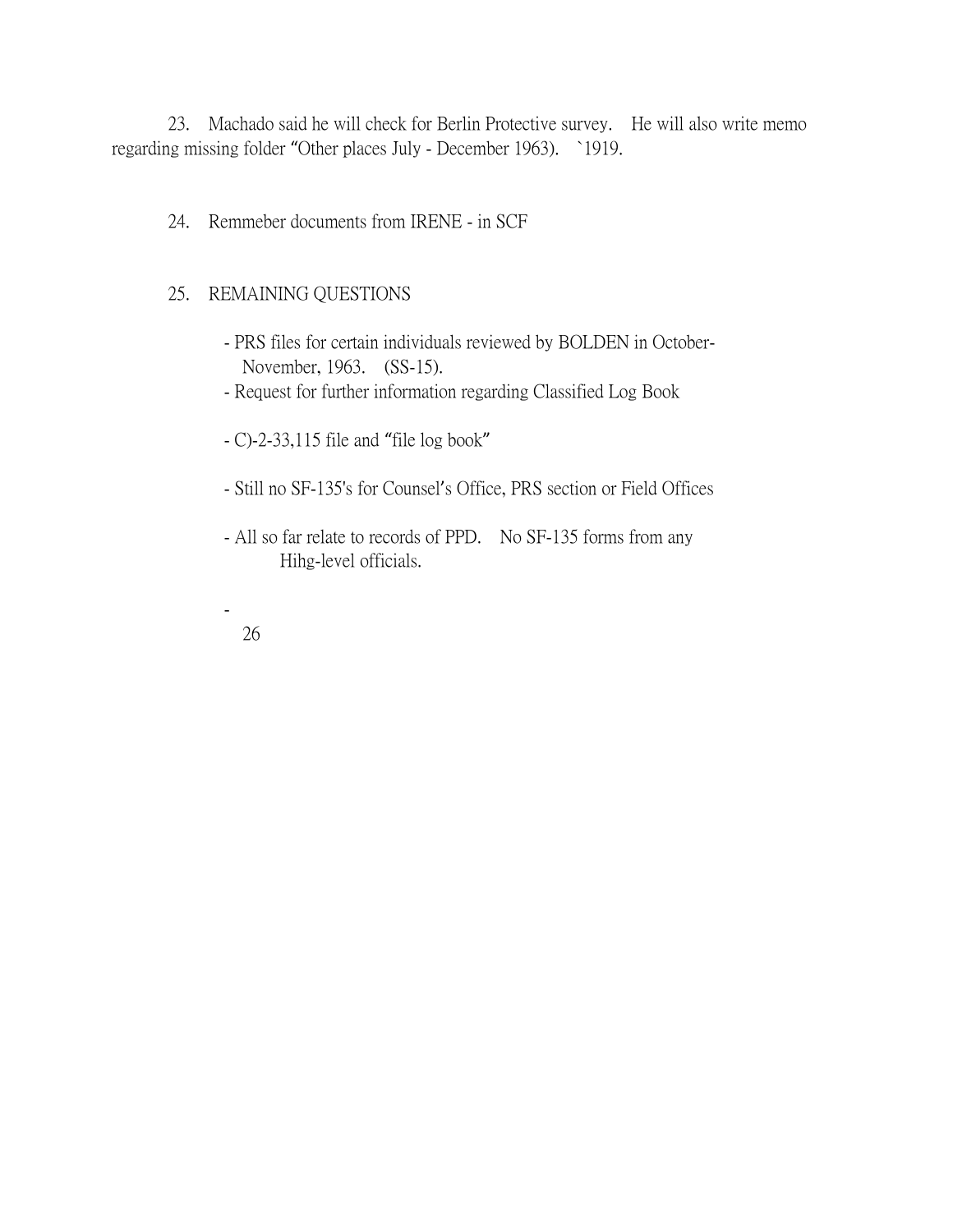23. Machado said he will check for Berlin Protective survey. He will also write memo regarding missing folder "Other places July - December 1963). `1919.

24. Remmeber documents from IRENE - in SCF

25. REMAINING QUESTIONS

- PRS files for certain individuals reviewed by BOLDEN in October-November, 1963. (SS-15).
- Request for further information regarding Classified Log Book
- C)-2-33,115 file and "file log book"
- Still no SF-135's for Counsel's Office, PRS section or Field Offices
- All so far relate to records of PPD. No SF-135 forms from any Hihg-level officials.
-

26